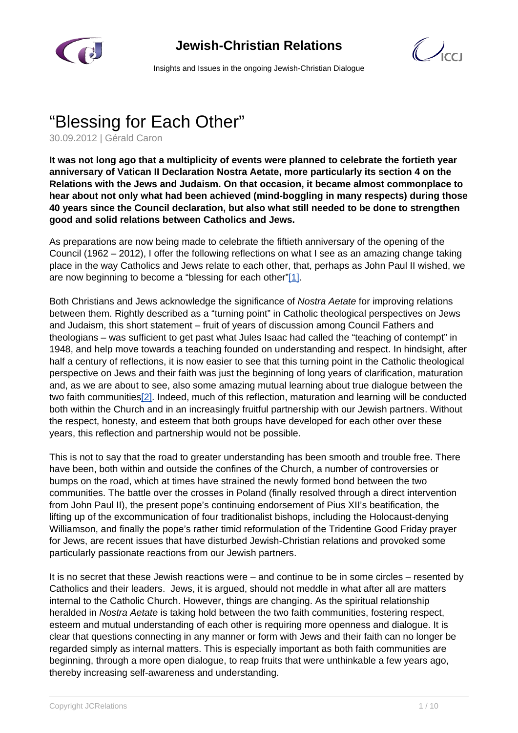# "Blessing for Each Other"

30.09.2012 | Gérald Caron

**It was not long ago that a multiplicity of events were planned to celebrate the fortieth year anniversary of Vatican II Declaration Nostra Aetate, more particularly its section 4 on the Relations with the Jews and Judaism. On that occasion, it became almost commonplace to hear about not only what had been achieved (mind-boggling in many respects) during those 40 years since the Council declaration, but also what still needed to be done to strengthen good and solid relations between Catholics and Jews.**

As preparations are now being made to celebrate the fiftieth anniversary of the opening of the Council (1962 – 2012), I offer the following reflections on what I see as an amazing change taking place in the way Catholics and Jews relate to each other, that, perhaps as John Paul II wished, we are now beginning to become a "blessing for each other"[1].

Both Christians and Jews acknowledge the significance of *Nostra Aetate* for improving relations between them. Rightly described as a "turning point" in Catholic theological perspectives on Jews and Judaism, this short statement – fruit of years of discussion among Council Fathers and theologians – was sufficient to get past what Jules Isaac had called the "teaching of contempt" in 1948, and help move towards a teaching founded on understanding and respect. In hindsight, after half a century of reflections, it is now easier to see that this turning point in the Catholic theological perspective on Jews and their faith was just the beginning of long years of clarification, maturation and, as we are about to see, also some amazing mutual learning about true dialogue between the two faith communities[2]. Indeed, much of this reflection, maturation and learning will be conducted both within the Church and in an increasingly fruitful partnership with our Jewish partners. Without the respect, honesty, and esteem that both groups have developed for each other over these years, this reflection and partnership would not be possible.

This is not to say that the road to greater understanding has been smooth and trouble free. There have been, both within and outside the confines of the Church, a number of controversies or bumps on the road, which at times have strained the newly formed bond between the two communities. The battle over the crosses in Poland (finally resolved through a direct intervention from John Paul II), the present pope's continuing endorsement of Pius XII's beatification, the lifting up of the excommunication of four traditionalist bishops, including the Holocaust-denying Williamson, and finally the pope's rather timid reformulation of the Tridentine Good Friday prayer for Jews, are recent issues that have disturbed Jewish-Christian relations and provoked some particularly passionate reactions from our Jewish partners.

It is no secret that these Jewish reactions were – and continue to be in some circles – resented by Catholics and their leaders. Jews, it is argued, should not meddle in what after all are matters internal to the Catholic Church. However, things are changing. As the spiritual relationship heralded in *Nostra Aetate* is taking hold between the two faith communities, fostering respect, esteem and mutual understanding of each other is requiring more openness and dialogue. It is clear that questions connecting in any manner or form with Jews and their faith can no longer be regarded simply as internal matters. This is especially important as both faith communities are beginning, through a more open dialogue, to reap fruits that were unthinkable a few years ago, thereby increasing self-awareness and understanding.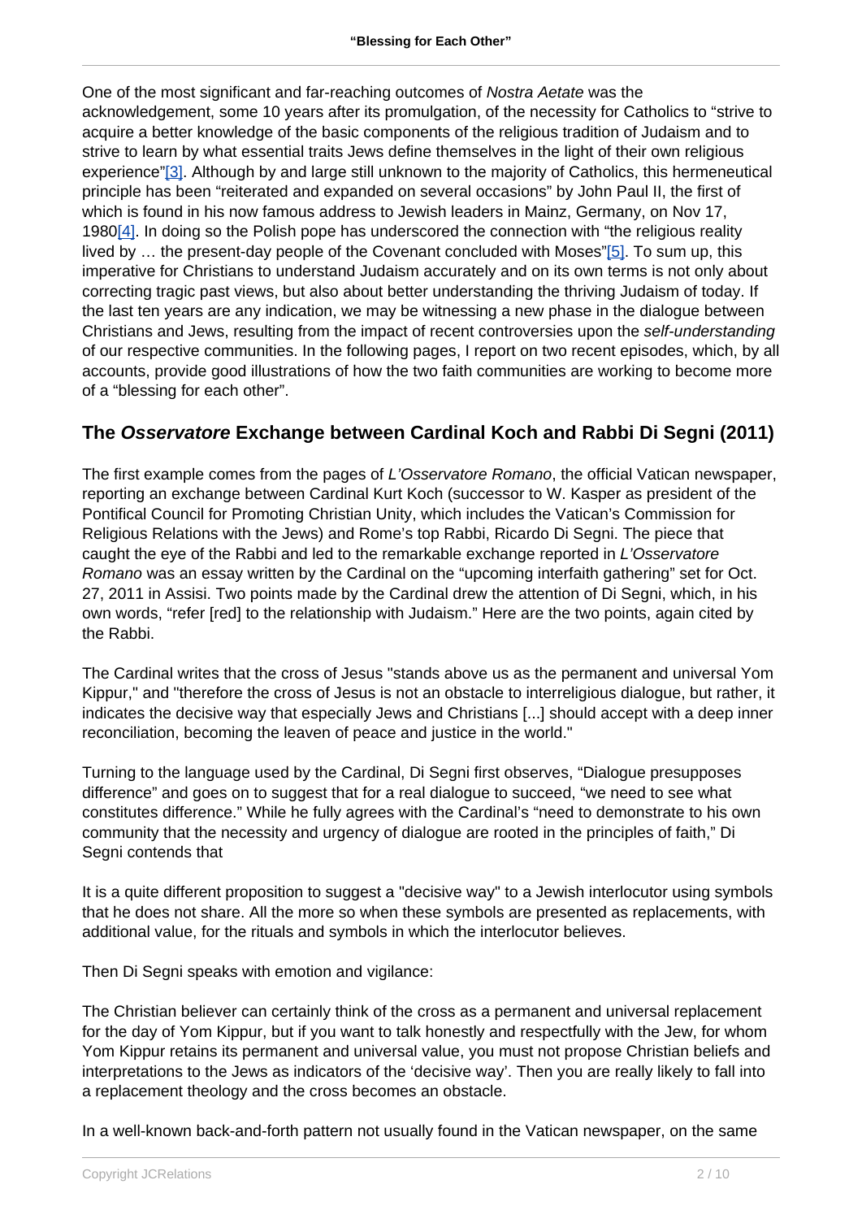One of the most significant and far-reaching outcomes of *Nostra Aetate* was the acknowledgement, some 10 years after its promulgation, of the necessity for Catholics to "strive to acquire a better knowledge of the basic components of the religious tradition of Judaism and to strive to learn by what essential traits Jews define themselves in the light of their own religious experience"[3]. Although by and large still unknown to the majority of Catholics, this hermeneutical principle has been "reiterated and expanded on several occasions" by John Paul II, the first of which is found in his now famous address to Jewish leaders in Mainz, Germany, on Nov 17, 1980[4]. In doing so the Polish pope has underscored the connection with "the religious reality lived by … the present-day people of the Covenant concluded with Moses"[5]. To sum up, this imperative for Christians to understand Judaism accurately and on its own terms is not only about correcting tragic past views, but also about better understanding the thriving Judaism of today. If the last ten years are any indication, we may be witnessing a new phase in the dialogue between Christians and Jews, resulting from the impact of recent controversies upon the *self-understanding* of our respective communities. In the following pages, I report on two recent episodes, which, by all accounts, provide good illustrations of how the two faith communities are working to become more of a "blessing for each other".

## The *Osservatore* Exchange between Cardinal Koch and Rabbi Di Segni (2011)

The first example comes from the pages of *L'Osservatore Romano*, the official Vatican newspaper, reporting an exchange between Cardinal Kurt Koch (successor to W. Kasper as president of the Pontifical Council for Promoting Christian Unity, which includes the Vatican's Commission for Religious Relations with the Jews) and Rome's top Rabbi, Ricardo Di Segni. The piece that caught the eye of the Rabbi and led to the remarkable exchange reported in *L'Osservatore Romano* was an essay written by the Cardinal on the "upcoming interfaith gathering" set for Oct. 27, 2011 in Assisi. Two points made by the Cardinal drew the attention of Di Segni, which, in his own words, "refer [red] to the relationship with Judaism." Here are the two points, again cited by the Rabbi.

The Cardinal writes that the cross of Jesus "stands above us as the permanent and universal Yom Kippur," and "therefore the cross of Jesus is not an obstacle to interreligious dialogue, but rather, it indicates the decisive way that especially Jews and Christians [...] should accept with a deep inner reconciliation, becoming the leaven of peace and justice in the world."

Turning to the language used by the Cardinal, Di Segni first observes, "Dialogue presupposes difference" and goes on to suggest that for a real dialogue to succeed, "we need to see what constitutes difference." While he fully agrees with the Cardinal's "need to demonstrate to his own community that the necessity and urgency of dialogue are rooted in the principles of faith," Di Segni contends that

It is a quite different proposition to suggest a "decisive way" to a Jewish interlocutor using symbols that he does not share. All the more so when these symbols are presented as replacements, with additional value, for the rituals and symbols in which the interlocutor believes.

Then Di Segni speaks with emotion and vigilance:

The Christian believer can certainly think of the cross as a permanent and universal replacement for the day of Yom Kippur, but if you want to talk honestly and respectfully with the Jew, for whom Yom Kippur retains its permanent and universal value, you must not propose Christian beliefs and interpretations to the Jews as indicators of the 'decisive way'. Then you are really likely to fall into a replacement theology and the cross becomes an obstacle.

In a well-known back-and-forth pattern not usually found in the Vatican newspaper, on the same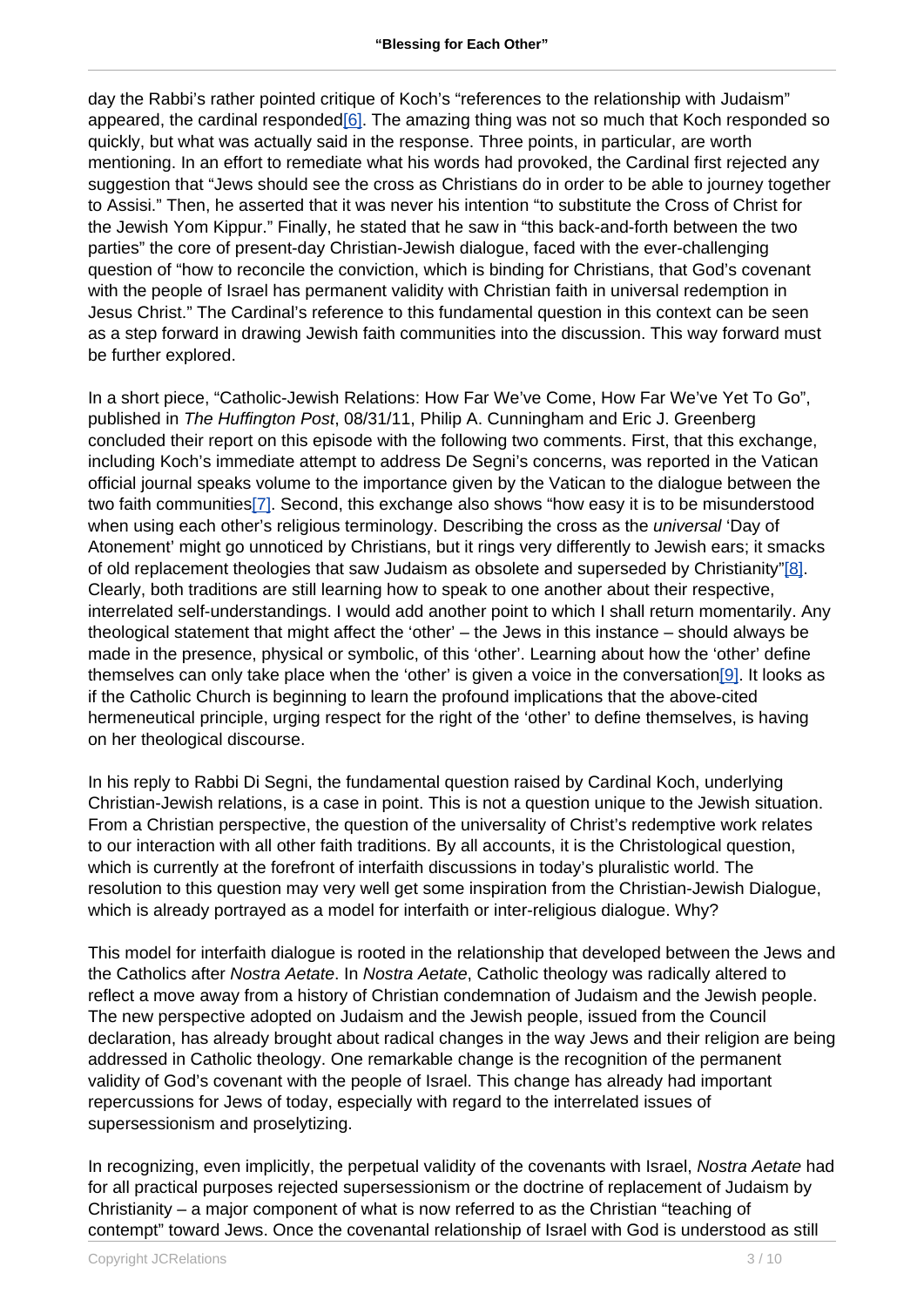day the Rabbi's rather pointed critique of Koch's "references to the relationship with Judaism" appeared, the cardinal responded[6]. The amazing thing was not so much that Koch responded so quickly, but what was actually said in the response. Three points, in particular, are worth mentioning. In an effort to remediate what his words had provoked, the Cardinal first rejected any suggestion that "Jews should see the cross as Christians do in order to be able to journey together to Assisi." Then, he asserted that it was never his intention "to substitute the Cross of Christ for the Jewish Yom Kippur." Finally, he stated that he saw in "this back-and-forth between the two parties" the core of present-day Christian-Jewish dialogue, faced with the ever-challenging question of "how to reconcile the conviction, which is binding for Christians, that God's covenant with the people of Israel has permanent validity with Christian faith in universal redemption in Jesus Christ." The Cardinal's reference to this fundamental question in this context can be seen as a step forward in drawing Jewish faith communities into the discussion. This way forward must be further explored.

In a short piece, "Catholic-Jewish Relations: How Far We've Come, How Far We've Yet To Go", published in *The Huffington Post*, 08/31/11, Philip A. Cunningham and Eric J. Greenberg concluded their report on this episode with the following two comments. First, that this exchange, including Koch's immediate attempt to address De Segni's concerns, was reported in the Vatican official journal speaks volume to the importance given by the Vatican to the dialogue between the two faith communities[7]. Second, this exchange also shows "how easy it is to be misunderstood when using each other's religious terminology. Describing the cross as the *universal* 'Day of Atonement' might go unnoticed by Christians, but it rings very differently to Jewish ears; it smacks of old replacement theologies that saw Judaism as obsolete and superseded by Christianity"[8]. Clearly, both traditions are still learning how to speak to one another about their respective, interrelated self-understandings. I would add another point to which I shall return momentarily. Any theological statement that might affect the 'other' – the Jews in this instance – should always be made in the presence, physical or symbolic, of this 'other'. Learning about how the 'other' define themselves can only take place when the 'other' is given a voice in the conversation[9]. It looks as if the Catholic Church is beginning to learn the profound implications that the above-cited hermeneutical principle, urging respect for the right of the 'other' to define themselves, is having on her theological discourse.

In his reply to Rabbi Di Segni, the fundamental question raised by Cardinal Koch, underlying Christian-Jewish relations, is a case in point. This is not a question unique to the Jewish situation. From a Christian perspective, the question of the universality of Christ's redemptive work relates to our interaction with all other faith traditions. By all accounts, it is the Christological question, which is currently at the forefront of interfaith discussions in today's pluralistic world. The resolution to this question may very well get some inspiration from the Christian-Jewish Dialogue, which is already portrayed as a model for interfaith or inter-religious dialogue. Why?

This model for interfaith dialogue is rooted in the relationship that developed between the Jews and the Catholics after *Nostra Aetate*. In *Nostra Aetate*, Catholic theology was radically altered to reflect a move away from a history of Christian condemnation of Judaism and the Jewish people. The new perspective adopted on Judaism and the Jewish people, issued from the Council declaration, has already brought about radical changes in the way Jews and their religion are being addressed in Catholic theology. One remarkable change is the recognition of the permanent validity of God's covenant with the people of Israel. This change has already had important repercussions for Jews of today, especially with regard to the interrelated issues of supersessionism and proselytizing.

In recognizing, even implicitly, the perpetual validity of the covenants with Israel, *Nostra Aetate* had for all practical purposes rejected supersessionism or the doctrine of replacement of Judaism by Christianity – a major component of what is now referred to as the Christian "teaching of contempt" toward Jews. Once the covenantal relationship of Israel with God is understood as still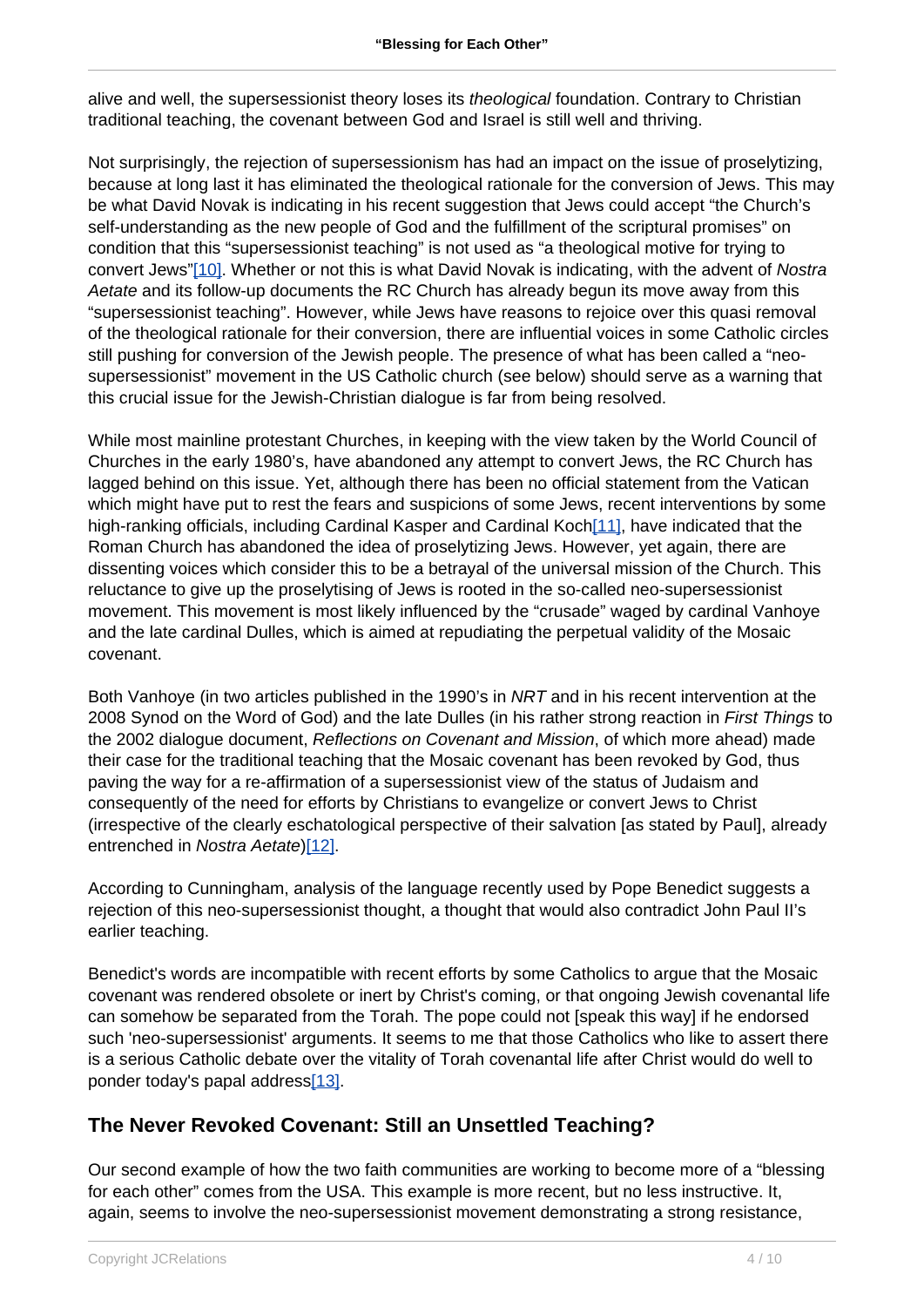alive and well, the supersessionist theory loses its *theological* foundation. Contrary to Christian traditional teaching, the covenant between God and Israel is still well and thriving.

Not surprisingly, the rejection of supersessionism has had an impact on the issue of proselytizing, because at long last it has eliminated the theological rationale for the conversion of Jews. This may be what David Novak is indicating in his recent suggestion that Jews could accept "the Church's self-understanding as the new people of God and the fulfillment of the scriptural promises" on condition that this "supersessionist teaching" is not used as "a theological motive for trying to convert Jews"[10]. Whether or not this is what David Novak is indicating, with the advent of *Nostra Aetate* and its follow-up documents the RC Church has already begun its move away from this "supersessionist teaching". However, while Jews have reasons to rejoice over this quasi removal of the theological rationale for their conversion, there are influential voices in some Catholic circles still pushing for conversion of the Jewish people. The presence of what has been called a "neo-supersessionist" movement in the US Catholic church (see below) should serve as a warning that this crucial issue for the Jewish-Christian dialogue is far from being resolved.

While most mainline protestant Churches, in keeping with the view taken by the World Council of Churches in the early 1980's, have abandoned any attempt to convert Jews, the RC Church has lagged behind on this issue. Yet, although there has been no official statement from the Vatican which might have put to rest the fears and suspicions of some Jews, recent interventions by some high-ranking officials, including Cardinal Kasper and Cardinal Koch[11], have indicated that the Roman Church has abandoned the idea of proselytizing Jews. However, yet again, there are dissenting voices which consider this to be a betrayal of the universal mission of the Church. This reluctance to give up the proselytising of Jews is rooted in the so-called neo-supersessionist movement. This movement is most likely influenced by the "crusade" waged by cardinal Vanhoye and the late cardinal Dulles, which is aimed at repudiating the perpetual validity of the Mosaic covenant.

Both Vanhoye (in two articles published in the 1990's in *NRT* and in his recent intervention at the 2008 Synod on the Word of God) and the late Dulles (in his rather strong reaction in *First Things* to the 2002 dialogue document, *Reflections on Covenant and Mission*, of which more ahead) made their case for the traditional teaching that the Mosaic covenant has been revoked by God, thus paving the way for a re-affirmation of a supersessionist view of the status of Judaism and consequently of the need for efforts by Christians to evangelize or convert Jews to Christ (irrespective of the clearly eschatological perspective of their salvation [as stated by Paul], already entrenched in *Nostra Aetate*)[12].

According to Cunningham, analysis of the language recently used by Pope Benedict suggests a rejection of this neo-supersessionist thought, a thought that would also contradict John Paul II's earlier teaching.

Benedict's words are incompatible with recent efforts by some Catholics to argue that the Mosaic covenant was rendered obsolete or inert by Christ's coming, or that ongoing Jewish covenantal life can somehow be separated from the Torah. The pope could not [speak this way] if he endorsed such 'neo-supersessionist' arguments. It seems to me that those Catholics who like to assert there is a serious Catholic debate over the vitality of Torah covenantal life after Christ would do well to ponder today's papal address[13].

## The Never Revoked Covenant: Still an Unsettled Teaching?

Our second example of how the two faith communities are working to become more of a "blessing for each other" comes from the USA. This example is more recent, but no less instructive. It, again, seems to involve the neo-supersessionist movement demonstrating a strong resistance,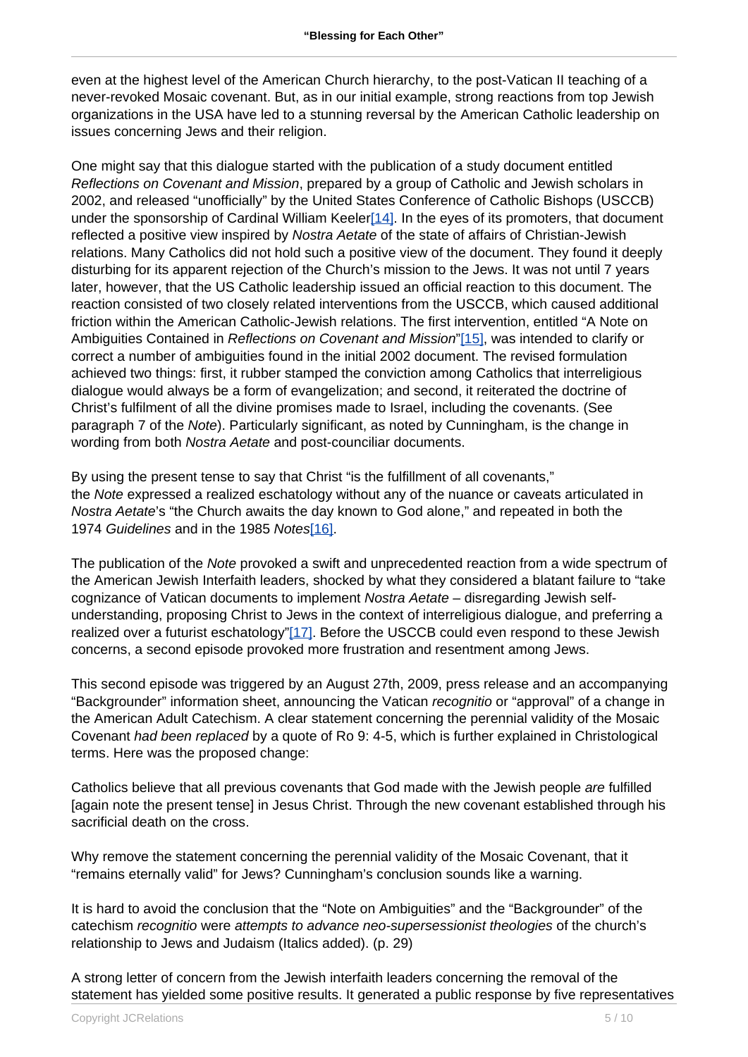even at the highest level of the American Church hierarchy, to the post-Vatican II teaching of a never-revoked Mosaic covenant. But, as in our initial example, strong reactions from top Jewish organizations in the USA have led to a stunning reversal by the American Catholic leadership on issues concerning Jews and their religion.

One might say that this dialogue started with the publication of a study document entitled *Reflections on Covenant and Mission*, prepared by a group of Catholic and Jewish scholars in 2002, and released "unofficially" by the United States Conference of Catholic Bishops (USCCB) under the sponsorship of Cardinal William Keeler[14]. In the eyes of its promoters, that document reflected a positive view inspired by *Nostra Aetate* of the state of affairs of Christian-Jewish relations. Many Catholics did not hold such a positive view of the document. They found it deeply disturbing for its apparent rejection of the Church's mission to the Jews. It was not until 7 years later, however, that the US Catholic leadership issued an official reaction to this document. The reaction consisted of two closely related interventions from the USCCB, which caused additional friction within the American Catholic-Jewish relations. The first intervention, entitled "A Note on Ambiguities Contained in *Reflections on Covenant and Mission*"[15], was intended to clarify or correct a number of ambiguities found in the initial 2002 document. The revised formulation achieved two things: first, it rubber stamped the conviction among Catholics that interreligious dialogue would always be a form of evangelization; and second, it reiterated the doctrine of Christ's fulfilment of all the divine promises made to Israel, including the covenants. (See paragraph 7 of the *Note*). Particularly significant, as noted by Cunningham, is the change in wording from both *Nostra Aetate* and post-counciliar documents.

By using the present tense to say that Christ "is the fulfillment of all covenants," the *Note* expressed a realized eschatology without any of the nuance or caveats articulated in *Nostra Aetate*'s "the Church awaits the day known to God alone," and repeated in both the 1974 *Guidelines* and in the 1985 *Notes*[16].

The publication of the *Note* provoked a swift and unprecedented reaction from a wide spectrum of the American Jewish Interfaith leaders, shocked by what they considered a blatant failure to "take cognizance of Vatican documents to implement *Nostra Aetate* – disregarding Jewish self-understanding, proposing Christ to Jews in the context of interreligious dialogue, and preferring a realized over a futurist eschatology"[17]. Before the USCCB could even respond to these Jewish concerns, a second episode provoked more frustration and resentment among Jews.

This second episode was triggered by an August 27th, 2009, press release and an accompanying "Backgrounder" information sheet, announcing the Vatican *recognitio* or "approval" of a change in the American Adult Catechism. A clear statement concerning the perennial validity of the Mosaic Covenant *had been replaced* by a quote of Ro 9: 4-5, which is further explained in Christological terms. Here was the proposed change:

Catholics believe that all previous covenants that God made with the Jewish people *are* fulfilled [again note the present tense] in Jesus Christ. Through the new covenant established through his sacrificial death on the cross.

Why remove the statement concerning the perennial validity of the Mosaic Covenant, that it "remains eternally valid" for Jews? Cunningham's conclusion sounds like a warning.

It is hard to avoid the conclusion that the "Note on Ambiguities" and the "Backgrounder" of the catechism *recognitio* were *attempts to advance neo-supersessionist theologies* of the church's relationship to Jews and Judaism (Italics added). (p. 29)

A strong letter of concern from the Jewish interfaith leaders concerning the removal of the statement has yielded some positive results. It generated a public response by five representatives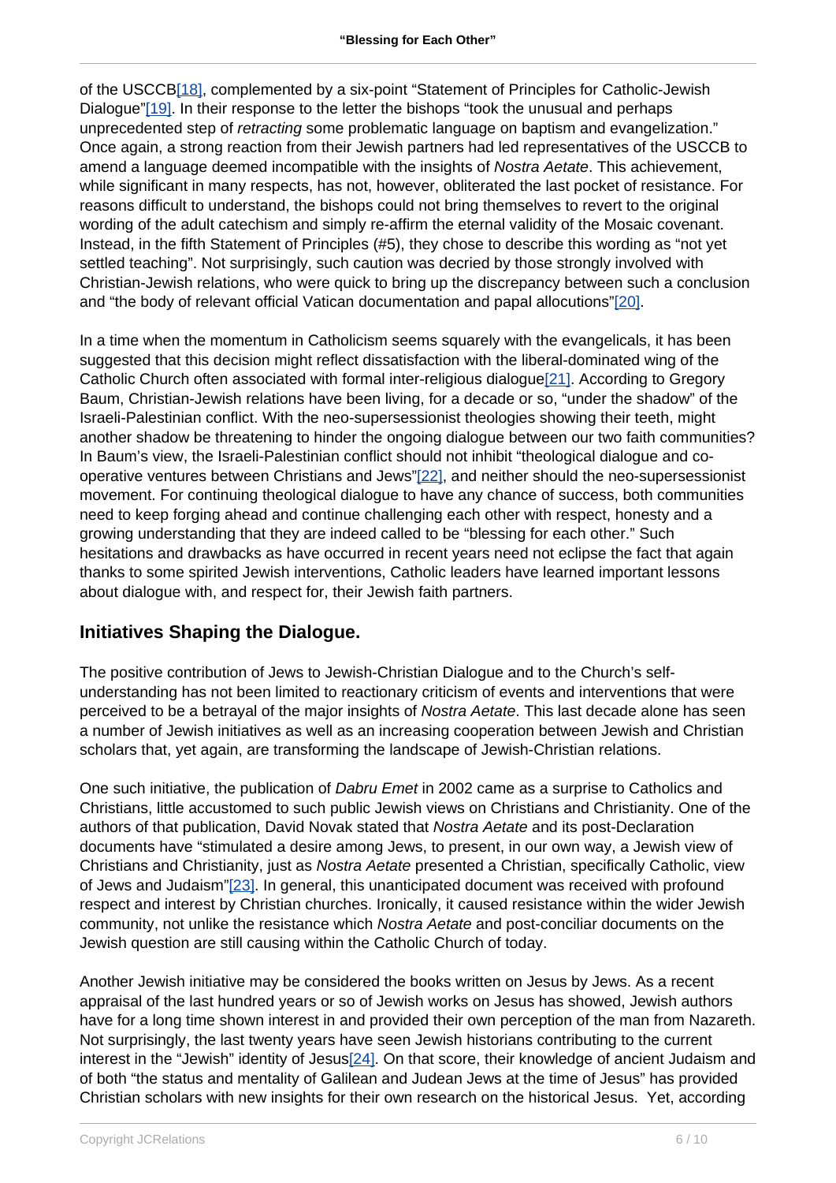of the USCCB[18], complemented by a six-point "Statement of Principles for Catholic-Jewish Dialogue"[19]. In their response to the letter the bishops "took the unusual and perhaps unprecedented step of *retracting* some problematic language on baptism and evangelization." Once again, a strong reaction from their Jewish partners had led representatives of the USCCB to amend a language deemed incompatible with the insights of *Nostra Aetate*. This achievement, while significant in many respects, has not, however, obliterated the last pocket of resistance. For reasons difficult to understand, the bishops could not bring themselves to revert to the original wording of the adult catechism and simply re-affirm the eternal validity of the Mosaic covenant. Instead, in the fifth Statement of Principles (#5), they chose to describe this wording as "not yet settled teaching". Not surprisingly, such caution was decried by those strongly involved with Christian-Jewish relations, who were quick to bring up the discrepancy between such a conclusion and "the body of relevant official Vatican documentation and papal allocutions"[20].

In a time when the momentum in Catholicism seems squarely with the evangelicals, it has been suggested that this decision might reflect dissatisfaction with the liberal-dominated wing of the Catholic Church often associated with formal inter-religious dialogue[21]. According to Gregory Baum, Christian-Jewish relations have been living, for a decade or so, "under the shadow" of the Israeli-Palestinian conflict. With the neo-supersessionist theologies showing their teeth, might another shadow be threatening to hinder the ongoing dialogue between our two faith communities? In Baum's view, the Israeli-Palestinian conflict should not inhibit "theological dialogue and co-operative ventures between Christians and Jews"[22], and neither should the neo-supersessionist movement. For continuing theological dialogue to have any chance of success, both communities need to keep forging ahead and continue challenging each other with respect, honesty and a growing understanding that they are indeed called to be "blessing for each other." Such hesitations and drawbacks as have occurred in recent years need not eclipse the fact that again thanks to some spirited Jewish interventions, Catholic leaders have learned important lessons about dialogue with, and respect for, their Jewish faith partners.

## Initiatives Shaping the Dialogue.

The positive contribution of Jews to Jewish-Christian Dialogue and to the Church's self-understanding has not been limited to reactionary criticism of events and interventions that were perceived to be a betrayal of the major insights of *Nostra Aetate*. This last decade alone has seen a number of Jewish initiatives as well as an increasing cooperation between Jewish and Christian scholars that, yet again, are transforming the landscape of Jewish-Christian relations.

One such initiative, the publication of *Dabru Emet* in 2002 came as a surprise to Catholics and Christians, little accustomed to such public Jewish views on Christians and Christianity. One of the authors of that publication, David Novak stated that *Nostra Aetate* and its post-Declaration documents have "stimulated a desire among Jews, to present, in our own way, a Jewish view of Christians and Christianity, just as *Nostra Aetate* presented a Christian, specifically Catholic, view of Jews and Judaism"[23]. In general, this unanticipated document was received with profound respect and interest by Christian churches. Ironically, it caused resistance within the wider Jewish community, not unlike the resistance which *Nostra Aetate* and post-conciliar documents on the Jewish question are still causing within the Catholic Church of today.

Another Jewish initiative may be considered the books written on Jesus by Jews. As a recent appraisal of the last hundred years or so of Jewish works on Jesus has showed, Jewish authors have for a long time shown interest in and provided their own perception of the man from Nazareth. Not surprisingly, the last twenty years have seen Jewish historians contributing to the current interest in the "Jewish" identity of Jesus[24]. On that score, their knowledge of ancient Judaism and of both "the status and mentality of Galilean and Judean Jews at the time of Jesus" has provided Christian scholars with new insights for their own research on the historical Jesus. Yet, according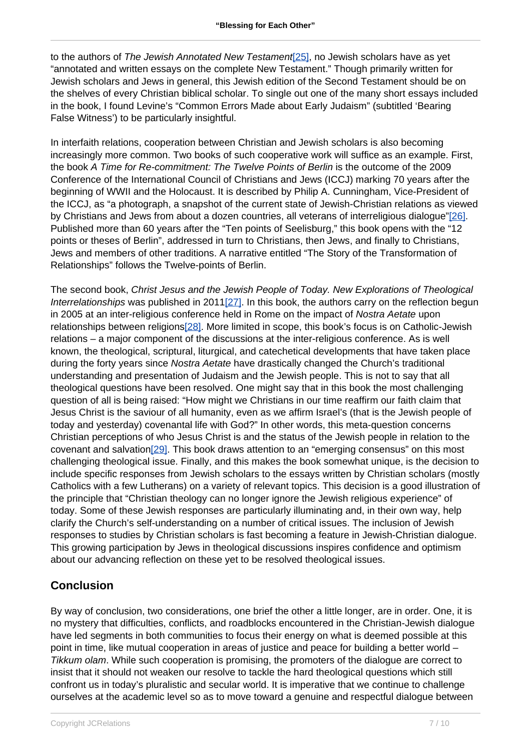to the authors of *The Jewish Annotated New Testament*[25], no Jewish scholars have as yet "annotated and written essays on the complete New Testament." Though primarily written for Jewish scholars and Jews in general, this Jewish edition of the Second Testament should be on the shelves of every Christian biblical scholar. To single out one of the many short essays included in the book, I found Levine's "Common Errors Made about Early Judaism" (subtitled 'Bearing False Witness') to be particularly insightful.

In interfaith relations, cooperation between Christian and Jewish scholars is also becoming increasingly more common. Two books of such cooperative work will suffice as an example. First, the book *A Time for Re-commitment: The Twelve Points of Berlin* is the outcome of the 2009 Conference of the International Council of Christians and Jews (ICCJ) marking 70 years after the beginning of WWII and the Holocaust. It is described by Philip A. Cunningham, Vice-President of the ICCJ, as "a photograph, a snapshot of the current state of Jewish-Christian relations as viewed by Christians and Jews from about a dozen countries, all veterans of interreligious dialogue"[26]. Published more than 60 years after the "Ten points of Seelisburg," this book opens with the "12 points or theses of Berlin", addressed in turn to Christians, then Jews, and finally to Christians, Jews and members of other traditions. A narrative entitled "The Story of the Transformation of Relationships" follows the Twelve-points of Berlin.

The second book, *Christ Jesus and the Jewish People of Today. New Explorations of Theological Interrelationships* was published in 2011[27]. In this book, the authors carry on the reflection begun in 2005 at an inter-religious conference held in Rome on the impact of *Nostra Aetate* upon relationships between religions[28]. More limited in scope, this book's focus is on Catholic-Jewish relations – a major component of the discussions at the inter-religious conference. As is well known, the theological, scriptural, liturgical, and catechetical developments that have taken place during the forty years since *Nostra Aetate* have drastically changed the Church's traditional understanding and presentation of Judaism and the Jewish people. This is not to say that all theological questions have been resolved. One might say that in this book the most challenging question of all is being raised: "How might we Christians in our time reaffirm our faith claim that Jesus Christ is the saviour of all humanity, even as we affirm Israel's (that is the Jewish people of today and yesterday) covenantal life with God?" In other words, this meta-question concerns Christian perceptions of who Jesus Christ is and the status of the Jewish people in relation to the covenant and salvation[29]. This book draws attention to an "emerging consensus" on this most challenging theological issue. Finally, and this makes the book somewhat unique, is the decision to include specific responses from Jewish scholars to the essays written by Christian scholars (mostly Catholics with a few Lutherans) on a variety of relevant topics. This decision is a good illustration of the principle that "Christian theology can no longer ignore the Jewish religious experience" of today. Some of these Jewish responses are particularly illuminating and, in their own way, help clarify the Church's self-understanding on a number of critical issues. The inclusion of Jewish responses to studies by Christian scholars is fast becoming a feature in Jewish-Christian dialogue. This growing participation by Jews in theological discussions inspires confidence and optimism about our advancing reflection on these yet to be resolved theological issues.

## Conclusion

By way of conclusion, two considerations, one brief the other a little longer, are in order. One, it is no mystery that difficulties, conflicts, and roadblocks encountered in the Christian-Jewish dialogue have led segments in both communities to focus their energy on what is deemed possible at this point in time, like mutual cooperation in areas of justice and peace for building a better world – *Tikkum olam*. While such cooperation is promising, the promoters of the dialogue are correct to insist that it should not weaken our resolve to tackle the hard theological questions which still confront us in today's pluralistic and secular world. It is imperative that we continue to challenge ourselves at the academic level so as to move toward a genuine and respectful dialogue between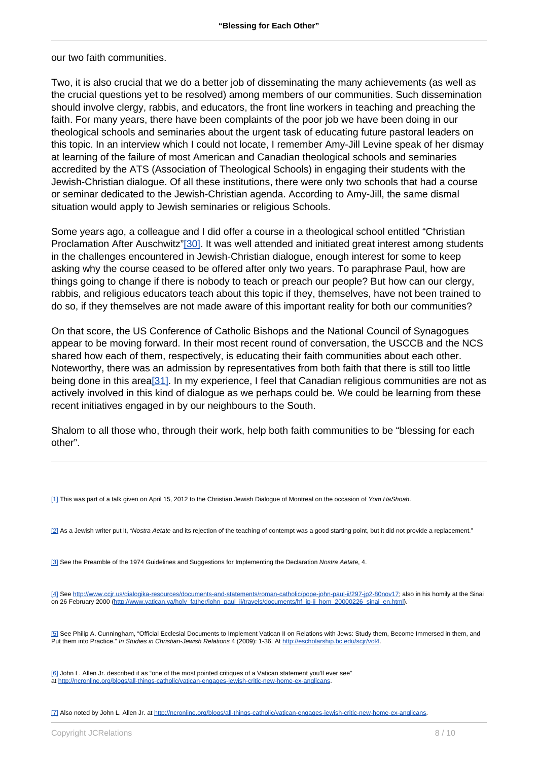our two faith communities.

Two, it is also crucial that we do a better job of disseminating the many achievements (as well as the crucial questions yet to be resolved) among members of our communities. Such dissemination should involve clergy, rabbis, and educators, the front line workers in teaching and preaching the faith. For many years, there have been complaints of the poor job we have been doing in our theological schools and seminaries about the urgent task of educating future pastoral leaders on this topic. In an interview which I could not locate, I remember Amy-Jill Levine speak of her dismay at learning of the failure of most American and Canadian theological schools and seminaries accredited by the ATS (Association of Theological Schools) in engaging their students with the Jewish-Christian dialogue. Of all these institutions, there were only two schools that had a course or seminar dedicated to the Jewish-Christian agenda. According to Amy-Jill, the same dismal situation would apply to Jewish seminaries or religious Schools.

Some years ago, a colleague and I did offer a course in a theological school entitled "Christian Proclamation After Auschwitz"[30]. It was well attended and initiated great interest among students in the challenges encountered in Jewish-Christian dialogue, enough interest for some to keep asking why the course ceased to be offered after only two years. To paraphrase Paul, how are things going to change if there is nobody to teach or preach our people? But how can our clergy, rabbis, and religious educators teach about this topic if they, themselves, have not been trained to do so, if they themselves are not made aware of this important reality for both our communities?

On that score, the US Conference of Catholic Bishops and the National Council of Synagogues appear to be moving forward. In their most recent round of conversation, the USCCB and the NCS shared how each of them, respectively, is educating their faith communities about each other. Noteworthy, there was an admission by representatives from both faith that there is still too little being done in this area[31]. In my experience, I feel that Canadian religious communities are not as actively involved in this kind of dialogue as we perhaps could be. We could be learning from these recent initiatives engaged in by our neighbours to the South.

Shalom to all those who, through their work, help both faith communities to be "blessing for each other".

---

[1] This was part of a talk given on April 15, 2012 to the Christian Jewish Dialogue of Montreal on the occasion of *Yom HaShoah*.

[2] As a Jewish writer put it, *"Nostra Aetate* and its rejection of the teaching of contempt was a good starting point, but it did not provide a replacement."

[3] See the Preamble of the 1974 Guidelines and Suggestions for Implementing the Declaration *Nostra Aetate*, 4.

[4] See http://www.ccjr.us/dialogika-resources/documents-and-statements/roman-catholic/pope-john-paul-ii/297-jp2-80nov17; also in his homily at the Sinai on 26 February 2000 (http://www.vatican.va/holy_father/john_paul_ii/travels/documents/hf_jp-ii_hom_20000226_sinai_en.html).

[5] See Philip A. Cunningham, "Official Ecclesial Documents to Implement Vatican II on Relations with Jews: Study them, Become Immersed in them, and Put them into Practice." *In Studies in Christian-Jewish Relations* 4 (2009): 1-36. At http://escholarship.bc.edu/scjr/vol4.

[6] John L. Allen Jr. described it as "one of the most pointed critiques of a Vatican statement you'll ever see" at http://ncronline.org/blogs/all-things-catholic/vatican-engages-jewish-critic-new-home-ex-anglicans.

[7] Also noted by John L. Allen Jr. at http://ncronline.org/blogs/all-things-catholic/vatican-engages-jewish-critic-new-home-ex-anglicans.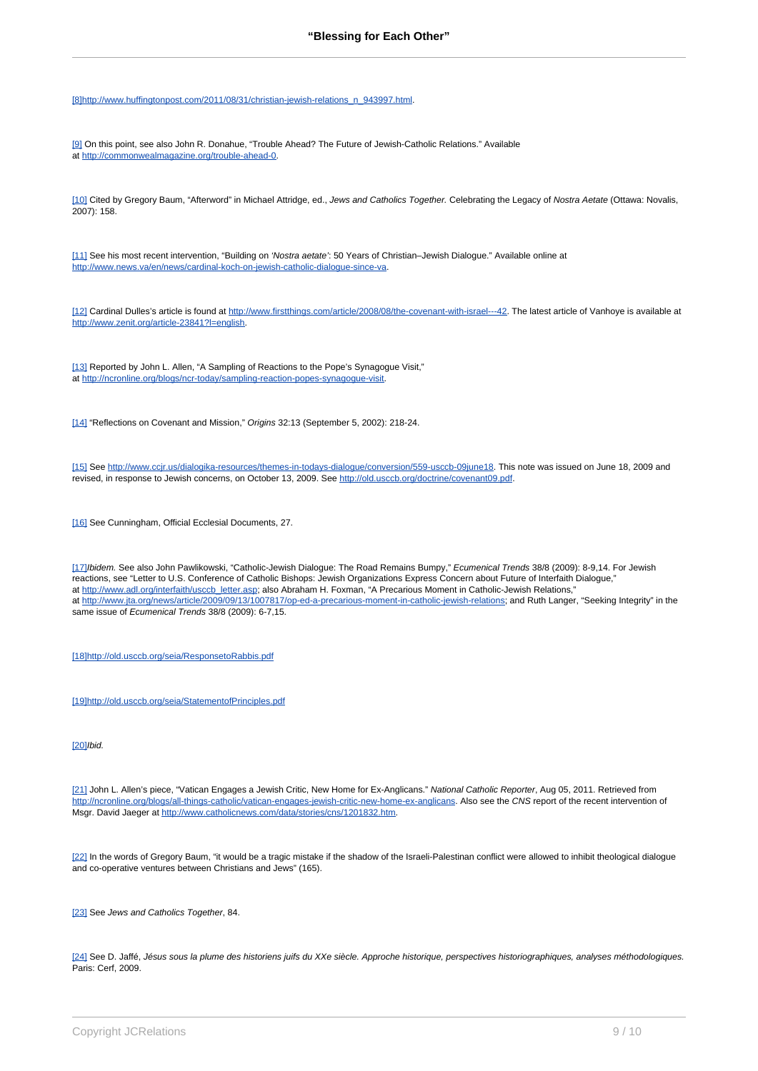[8]http://www.huffingtonpost.com/2011/08/31/christian-jewish-relations_n_943997.html.

[9] On this point, see also John R. Donahue, "Trouble Ahead? The Future of Jewish-Catholic Relations." Available at http://commonwealmagazine.org/trouble-ahead-0.

[10] Cited by Gregory Baum, "Afterword" in Michael Attridge, ed., *Jews and Catholics Together.* Celebrating the Legacy of *Nostra Aetate* (Ottawa: Novalis, 2007): 158.

[11] See his most recent intervention, "Building on *'Nostra aetate'*: 50 Years of Christian–Jewish Dialogue." Available online at http://www.news.va/en/news/cardinal-koch-on-jewish-catholic-dialogue-since-va.

[12] Cardinal Dulles's article is found at http://www.firstthings.com/article/2008/08/the-covenant-with-israel---42. The latest article of Vanhoye is available at http://www.zenit.org/article-23841?l=english.

[13] Reported by John L. Allen, "A Sampling of Reactions to the Pope's Synagogue Visit," at http://ncronline.org/blogs/ncr-today/sampling-reaction-popes-synagogue-visit.

[14] "Reflections on Covenant and Mission," *Origins* 32:13 (September 5, 2002): 218-24.

[15] See http://www.ccjr.us/dialogika-resources/themes-in-todays-dialogue/conversion/559-usccb-09june18. This note was issued on June 18, 2009 and revised, in response to Jewish concerns, on October 13, 2009. See http://old.usccb.org/doctrine/covenant09.pdf.

[16] See Cunningham, Official Ecclesial Documents, 27.

[17]*Ibidem.* See also John Pawlikowski, "Catholic-Jewish Dialogue: The Road Remains Bumpy," *Ecumenical Trends* 38/8 (2009): 8-9,14. For Jewish reactions, see "Letter to U.S. Conference of Catholic Bishops: Jewish Organizations Express Concern about Future of Interfaith Dialogue," at http://www.adl.org/interfaith/usccb_letter.asp; also Abraham H. Foxman, "A Precarious Moment in Catholic-Jewish Relations," at http://www.jta.org/news/article/2009/09/13/1007817/op-ed-a-precarious-moment-in-catholic-jewish-relations; and Ruth Langer, "Seeking Integrity" in the same issue of *Ecumenical Trends* 38/8 (2009): 6-7,15.

[18]http://old.usccb.org/seia/ResponsetoRabbis.pdf

[19]http://old.usccb.org/seia/StatementofPrinciples.pdf

[20]*Ibid.*

[21] John L. Allen's piece, "Vatican Engages a Jewish Critic, New Home for Ex-Anglicans." *National Catholic Reporter*, Aug 05, 2011. Retrieved from http://ncronline.org/blogs/all-things-catholic/vatican-engages-jewish-critic-new-home-ex-anglicans. Also see the *CNS* report of the recent intervention of Msgr. David Jaeger at http://www.catholicnews.com/data/stories/cns/1201832.htm.

[22] In the words of Gregory Baum, "it would be a tragic mistake if the shadow of the Israeli-Palestinan conflict were allowed to inhibit theological dialogue and co-operative ventures between Christians and Jews" (165).

[23] See *Jews and Catholics Together*, 84.

[24] See D. Jaffé, *Jésus sous la plume des historiens juifs du XXe siècle. Approche historique, perspectives historiographiques, analyses méthodologiques.* Paris: Cerf, 2009.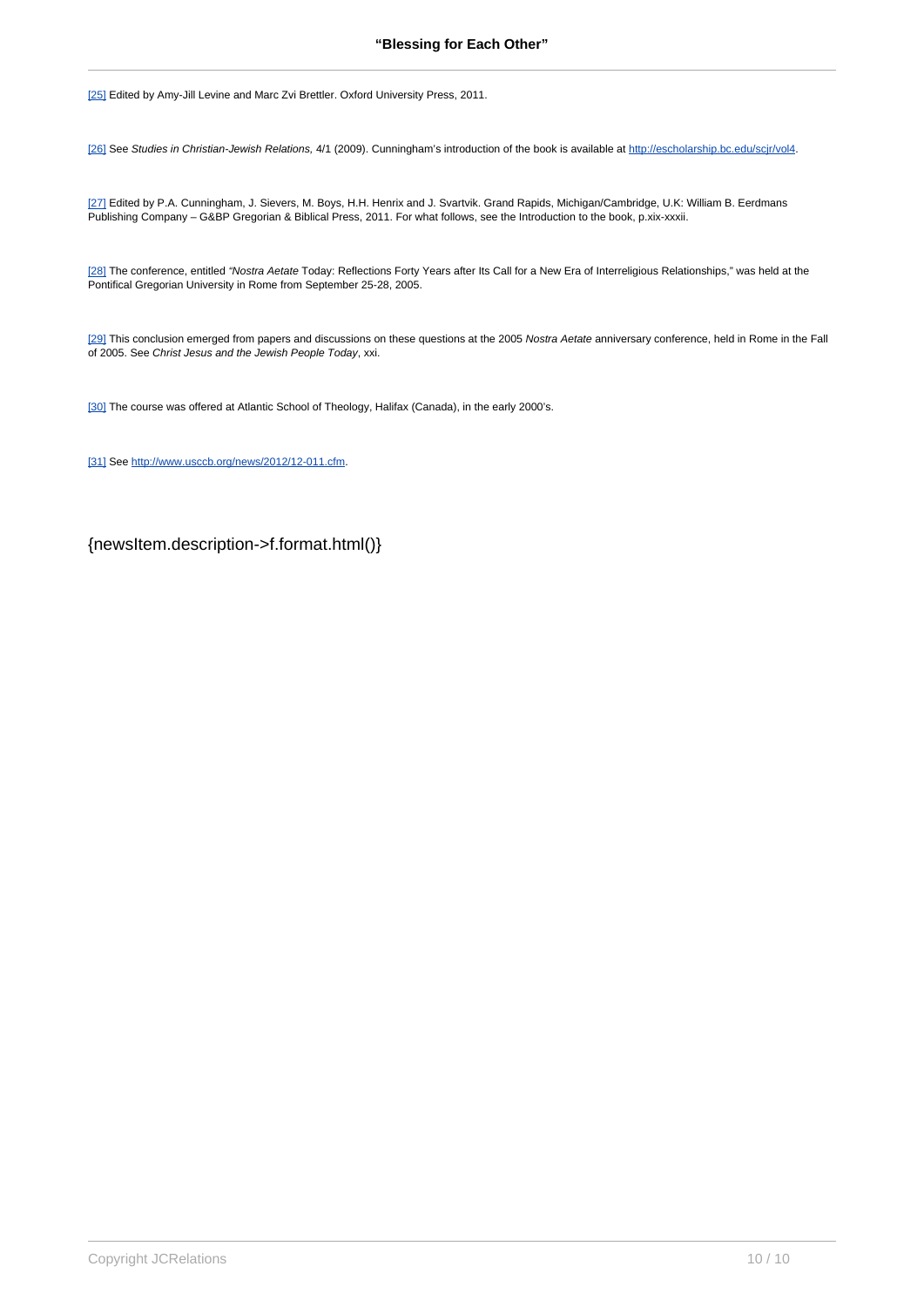[25] Edited by Amy-Jill Levine and Marc Zvi Brettler. Oxford University Press, 2011.

[26] See *Studies in Christian-Jewish Relations,* 4/1 (2009). Cunningham's introduction of the book is available at http://escholarship.bc.edu/scjr/vol4.

[27] Edited by P.A. Cunningham, J. Sievers, M. Boys, H.H. Henrix and J. Svartvik. Grand Rapids, Michigan/Cambridge, U.K: William B. Eerdmans Publishing Company – G&BP Gregorian & Biblical Press, 2011. For what follows, see the Introduction to the book, p.xix-xxxii.

[28] The conference, entitled *"Nostra Aetate* Today: Reflections Forty Years after Its Call for a New Era of Interreligious Relationships," was held at the Pontifical Gregorian University in Rome from September 25-28, 2005.

[29] This conclusion emerged from papers and discussions on these questions at the 2005 *Nostra Aetate* anniversary conference, held in Rome in the Fall of 2005. See *Christ Jesus and the Jewish People Today*, xxi.

[30] The course was offered at Atlantic School of Theology, Halifax (Canada), in the early 2000's.

[31] See http://www.usccb.org/news/2012/12-011.cfm.

{newsItem.description->f.format.html()}